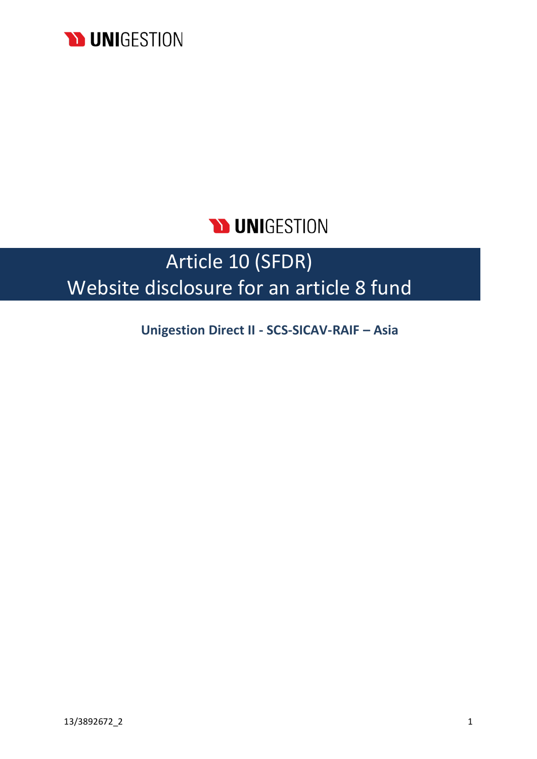UNIGESTION

# Article 10 (SFDR)
# Website disclosure for an article 8 fund

**Unigestion Direct II - SCS-SICAV-RAIF – Asia**

13/3892672_2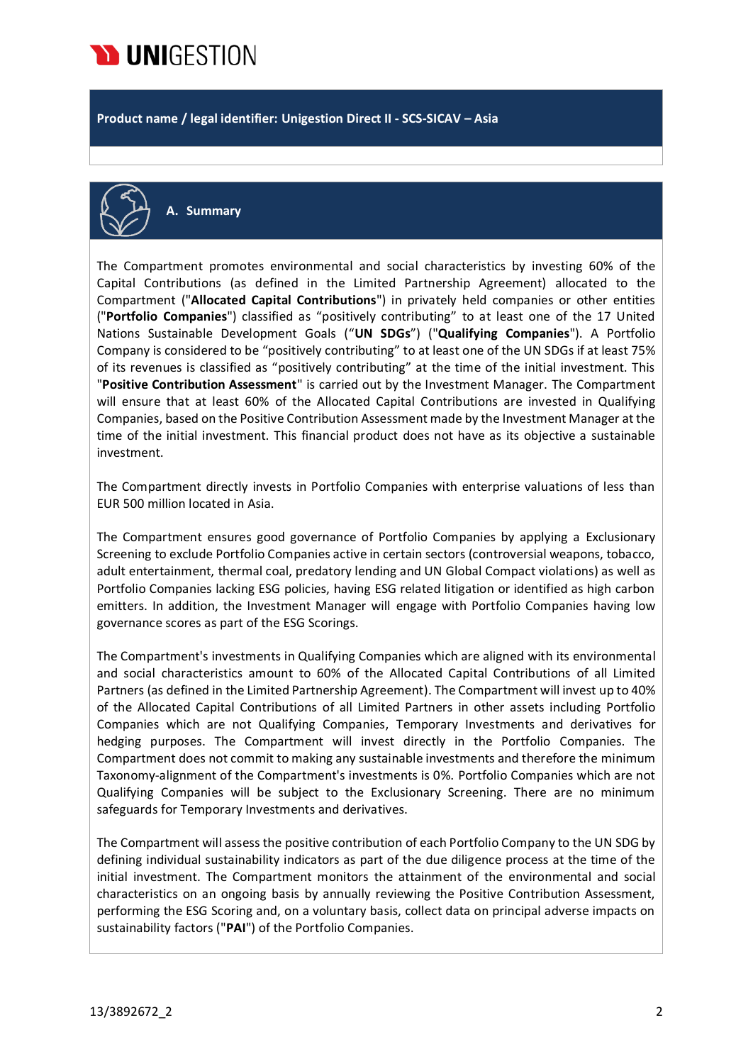**Product name / legal identifier: Unigestion Direct II - SCS-SICAV – Asia**

## A. Summary

The Compartment promotes environmental and social characteristics by investing 60% of the Capital Contributions (as defined in the Limited Partnership Agreement) allocated to the Compartment ("**Allocated Capital Contributions**") in privately held companies or other entities ("**Portfolio Companies**") classified as "positively contributing" to at least one of the 17 United Nations Sustainable Development Goals ("**UN SDGs**") ("**Qualifying Companies**"). A Portfolio Company is considered to be "positively contributing" to at least one of the UN SDGs if at least 75% of its revenues is classified as "positively contributing" at the time of the initial investment. This "**Positive Contribution Assessment**" is carried out by the Investment Manager. The Compartment will ensure that at least 60% of the Allocated Capital Contributions are invested in Qualifying Companies, based on the Positive Contribution Assessment made by the Investment Manager at the time of the initial investment. This financial product does not have as its objective a sustainable investment.

The Compartment directly invests in Portfolio Companies with enterprise valuations of less than EUR 500 million located in Asia.

The Compartment ensures good governance of Portfolio Companies by applying a Exclusionary Screening to exclude Portfolio Companies active in certain sectors (controversial weapons, tobacco, adult entertainment, thermal coal, predatory lending and UN Global Compact violations) as well as Portfolio Companies lacking ESG policies, having ESG related litigation or identified as high carbon emitters. In addition, the Investment Manager will engage with Portfolio Companies having low governance scores as part of the ESG Scorings.

The Compartment's investments in Qualifying Companies which are aligned with its environmental and social characteristics amount to 60% of the Allocated Capital Contributions of all Limited Partners (as defined in the Limited Partnership Agreement). The Compartment will invest up to 40% of the Allocated Capital Contributions of all Limited Partners in other assets including Portfolio Companies which are not Qualifying Companies, Temporary Investments and derivatives for hedging purposes. The Compartment will invest directly in the Portfolio Companies. The Compartment does not commit to making any sustainable investments and therefore the minimum Taxonomy-alignment of the Compartment's investments is 0%. Portfolio Companies which are not Qualifying Companies will be subject to the Exclusionary Screening. There are no minimum safeguards for Temporary Investments and derivatives.

The Compartment will assess the positive contribution of each Portfolio Company to the UN SDG by defining individual sustainability indicators as part of the due diligence process at the time of the initial investment. The Compartment monitors the attainment of the environmental and social characteristics on an ongoing basis by annually reviewing the Positive Contribution Assessment, performing the ESG Scoring and, on a voluntary basis, collect data on principal adverse impacts on sustainability factors ("**PAI**") of the Portfolio Companies.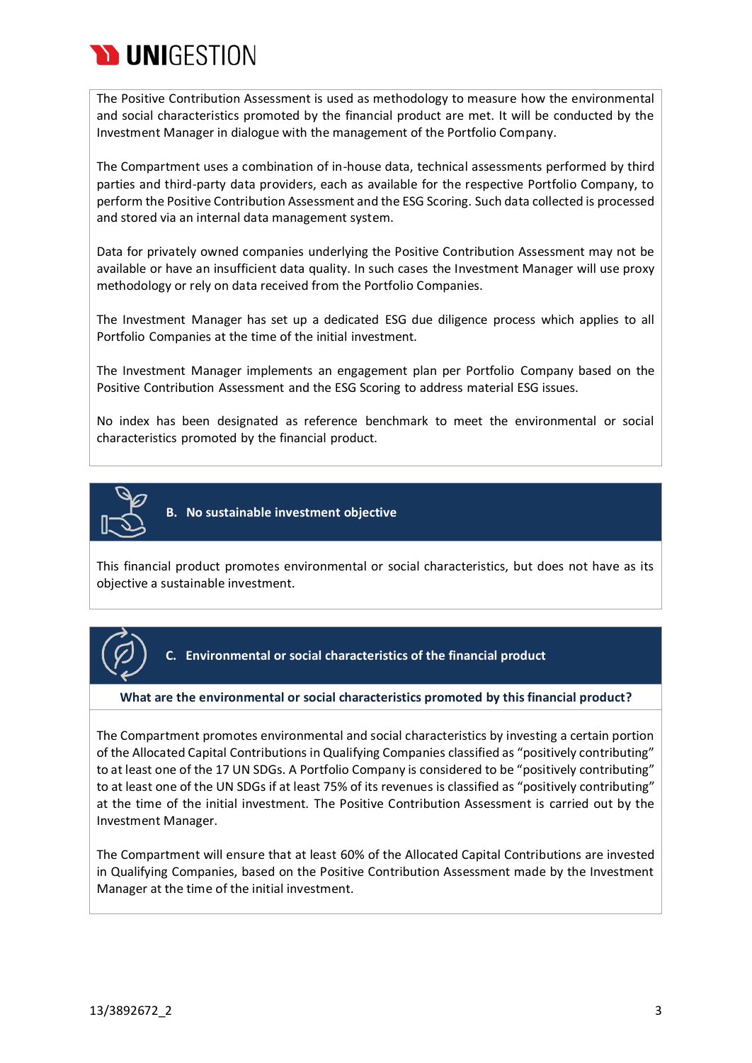The Positive Contribution Assessment is used as methodology to measure how the environmental and social characteristics promoted by the financial product are met. It will be conducted by the Investment Manager in dialogue with the management of the Portfolio Company.

The Compartment uses a combination of in-house data, technical assessments performed by third parties and third-party data providers, each as available for the respective Portfolio Company, to perform the Positive Contribution Assessment and the ESG Scoring. Such data collected is processed and stored via an internal data management system.

Data for privately owned companies underlying the Positive Contribution Assessment may not be available or have an insufficient data quality. In such cases the Investment Manager will use proxy methodology or rely on data received from the Portfolio Companies.

The Investment Manager has set up a dedicated ESG due diligence process which applies to all Portfolio Companies at the time of the initial investment.

The Investment Manager implements an engagement plan per Portfolio Company based on the Positive Contribution Assessment and the ESG Scoring to address material ESG issues.

No index has been designated as reference benchmark to meet the environmental or social characteristics promoted by the financial product.

## B. No sustainable investment objective

This financial product promotes environmental or social characteristics, but does not have as its objective a sustainable investment.

## C. Environmental or social characteristics of the financial product

**What are the environmental or social characteristics promoted by this financial product?**

The Compartment promotes environmental and social characteristics by investing a certain portion of the Allocated Capital Contributions in Qualifying Companies classified as "positively contributing" to at least one of the 17 UN SDGs. A Portfolio Company is considered to be "positively contributing" to at least one of the UN SDGs if at least 75% of its revenues is classified as "positively contributing" at the time of the initial investment. The Positive Contribution Assessment is carried out by the Investment Manager.

The Compartment will ensure that at least 60% of the Allocated Capital Contributions are invested in Qualifying Companies, based on the Positive Contribution Assessment made by the Investment Manager at the time of the initial investment.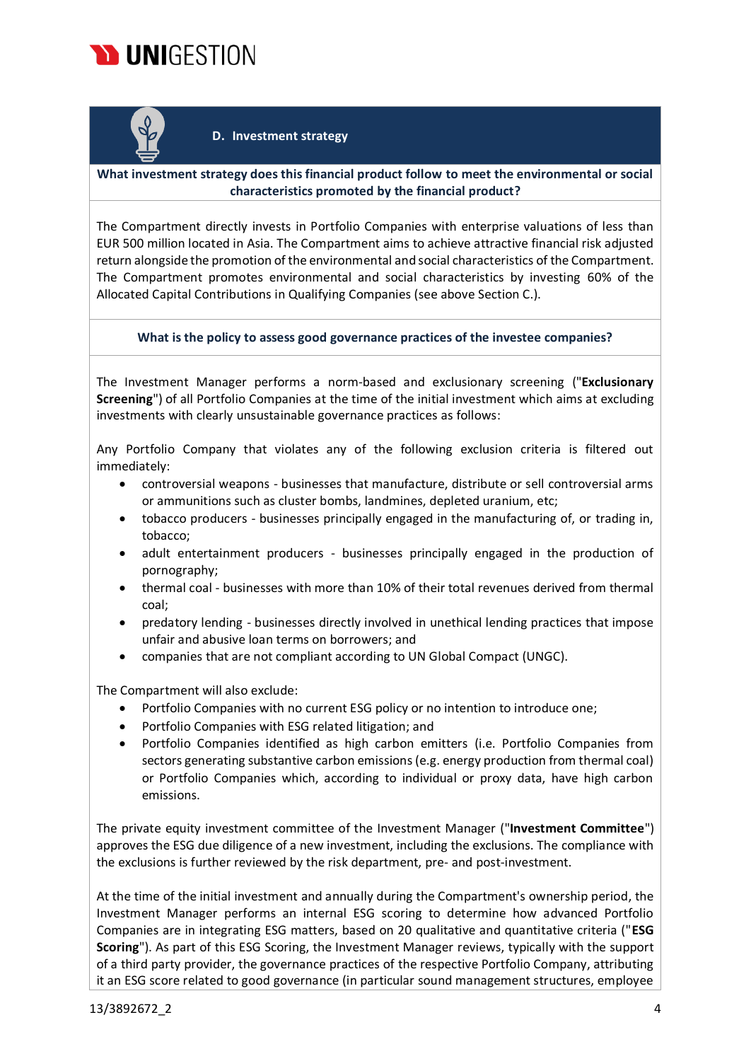## D. Investment strategy

**What investment strategy does this financial product follow to meet the environmental or social characteristics promoted by the financial product?**

The Compartment directly invests in Portfolio Companies with enterprise valuations of less than EUR 500 million located in Asia. The Compartment aims to achieve attractive financial risk adjusted return alongside the promotion of the environmental and social characteristics of the Compartment. The Compartment promotes environmental and social characteristics by investing 60% of the Allocated Capital Contributions in Qualifying Companies (see above Section C.).

**What is the policy to assess good governance practices of the investee companies?**

The Investment Manager performs a norm-based and exclusionary screening ("**Exclusionary Screening**") of all Portfolio Companies at the time of the initial investment which aims at excluding investments with clearly unsustainable governance practices as follows:

Any Portfolio Company that violates any of the following exclusion criteria is filtered out immediately:

- controversial weapons - businesses that manufacture, distribute or sell controversial arms or ammunitions such as cluster bombs, landmines, depleted uranium, etc;
- tobacco producers - businesses principally engaged in the manufacturing of, or trading in, tobacco;
- adult entertainment producers - businesses principally engaged in the production of pornography;
- thermal coal - businesses with more than 10% of their total revenues derived from thermal coal;
- predatory lending - businesses directly involved in unethical lending practices that impose unfair and abusive loan terms on borrowers; and
- companies that are not compliant according to UN Global Compact (UNGC).

The Compartment will also exclude:

- Portfolio Companies with no current ESG policy or no intention to introduce one;
- Portfolio Companies with ESG related litigation; and
- Portfolio Companies identified as high carbon emitters (i.e. Portfolio Companies from sectors generating substantive carbon emissions (e.g. energy production from thermal coal) or Portfolio Companies which, according to individual or proxy data, have high carbon emissions.

The private equity investment committee of the Investment Manager ("**Investment Committee**") approves the ESG due diligence of a new investment, including the exclusions. The compliance with the exclusions is further reviewed by the risk department, pre- and post-investment.

At the time of the initial investment and annually during the Compartment's ownership period, the Investment Manager performs an internal ESG scoring to determine how advanced Portfolio Companies are in integrating ESG matters, based on 20 qualitative and quantitative criteria ("**ESG Scoring**"). As part of this ESG Scoring, the Investment Manager reviews, typically with the support of a third party provider, the governance practices of the respective Portfolio Company, attributing it an ESG score related to good governance (in particular sound management structures, employee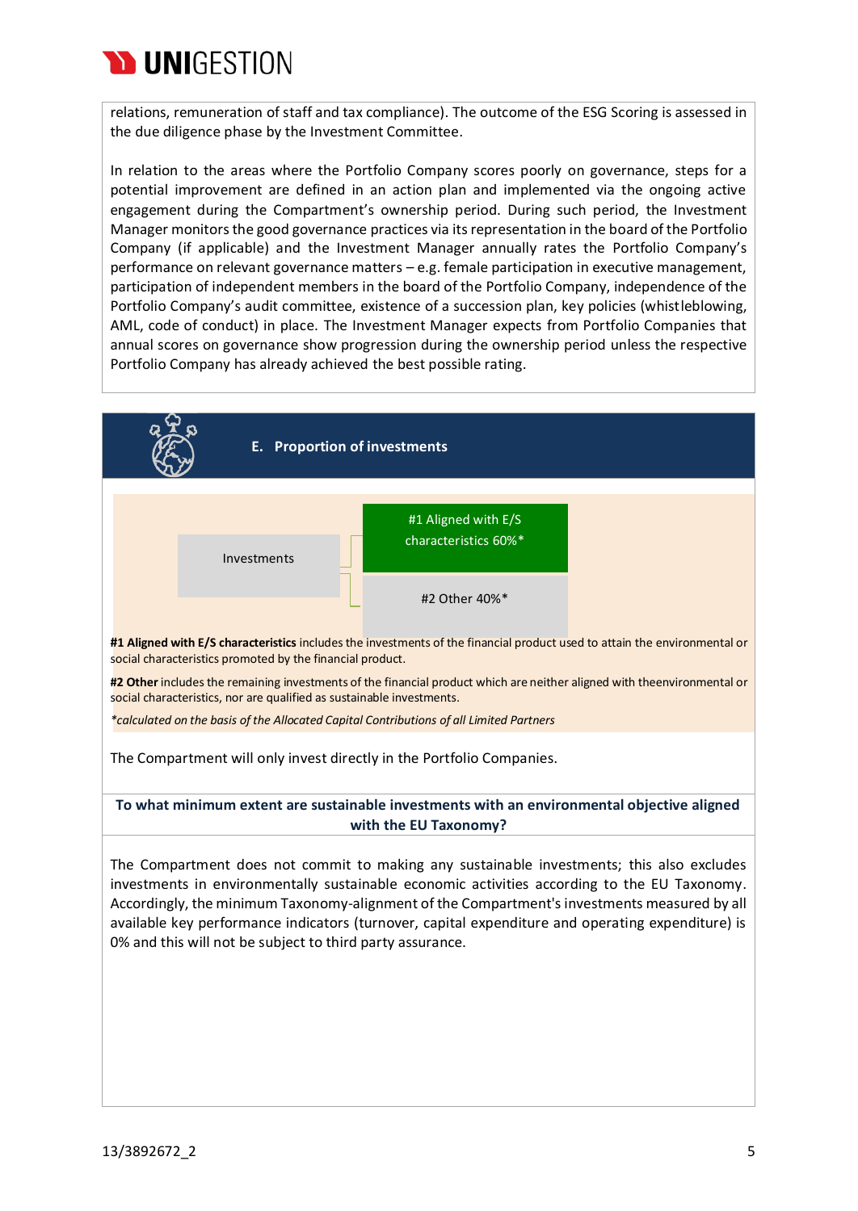relations, remuneration of staff and tax compliance). The outcome of the ESG Scoring is assessed in the due diligence phase by the Investment Committee.

In relation to the areas where the Portfolio Company scores poorly on governance, steps for a potential improvement are defined in an action plan and implemented via the ongoing active engagement during the Compartment's ownership period. During such period, the Investment Manager monitors the good governance practices via its representation in the board of the Portfolio Company (if applicable) and the Investment Manager annually rates the Portfolio Company's performance on relevant governance matters – e.g. female participation in executive management, participation of independent members in the board of the Portfolio Company, independence of the Portfolio Company's audit committee, existence of a succession plan, key policies (whistleblowing, AML, code of conduct) in place. The Investment Manager expects from Portfolio Companies that annual scores on governance show progression during the ownership period unless the respective Portfolio Company has already achieved the best possible rating.

## E. Proportion of investments

Investments
- #1 Aligned with E/S characteristics 60%*
- #2 Other 40%*

**#1 Aligned with E/S characteristics** includes the investments of the financial product used to attain the environmental or social characteristics promoted by the financial product.

**#2 Other** includes the remaining investments of the financial product which are neither aligned with theenvironmental or social characteristics, nor are qualified as sustainable investments.

*\*calculated on the basis of the Allocated Capital Contributions of all Limited Partners*

The Compartment will only invest directly in the Portfolio Companies.

**To what minimum extent are sustainable investments with an environmental objective aligned with the EU Taxonomy?**

The Compartment does not commit to making any sustainable investments; this also excludes investments in environmentally sustainable economic activities according to the EU Taxonomy. Accordingly, the minimum Taxonomy-alignment of the Compartment's investments measured by all available key performance indicators (turnover, capital expenditure and operating expenditure) is 0% and this will not be subject to third party assurance.

13/3892672_2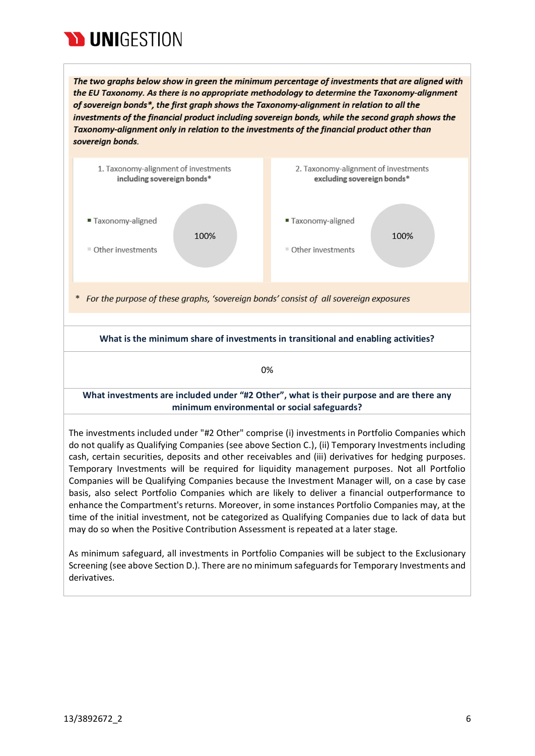***The two graphs below show in green the minimum percentage of investments that are aligned with the EU Taxonomy. As there is no appropriate methodology to determine the Taxonomy-alignment of sovereign bonds\*, the first graph shows the Taxonomy-alignment in relation to all the investments of the financial product including sovereign bonds, while the second graph shows the Taxonomy-alignment only in relation to the investments of the financial product other than sovereign bonds.***

| 1. Taxonomy-alignment of investments **including sovereign bonds\*** | 2. Taxonomy-alignment of investments **excluding sovereign bonds\*** |
|---|---|
| ▪ Taxonomy-aligned | ▪ Taxonomy-aligned |
| ▪ Other investments: 100% | ▪ Other investments: 100% |

\* *For the purpose of these graphs, 'sovereign bonds' consist of all sovereign exposures*

**What is the minimum share of investments in transitional and enabling activities?**

0%

**What investments are included under "#2 Other", what is their purpose and are there any minimum environmental or social safeguards?**

The investments included under "#2 Other" comprise (i) investments in Portfolio Companies which do not qualify as Qualifying Companies (see above Section C.), (ii) Temporary Investments including cash, certain securities, deposits and other receivables and (iii) derivatives for hedging purposes. Temporary Investments will be required for liquidity management purposes. Not all Portfolio Companies will be Qualifying Companies because the Investment Manager will, on a case by case basis, also select Portfolio Companies which are likely to deliver a financial outperformance to enhance the Compartment's returns. Moreover, in some instances Portfolio Companies may, at the time of the initial investment, not be categorized as Qualifying Companies due to lack of data but may do so when the Positive Contribution Assessment is repeated at a later stage.

As minimum safeguard, all investments in Portfolio Companies will be subject to the Exclusionary Screening (see above Section D.). There are no minimum safeguards for Temporary Investments and derivatives.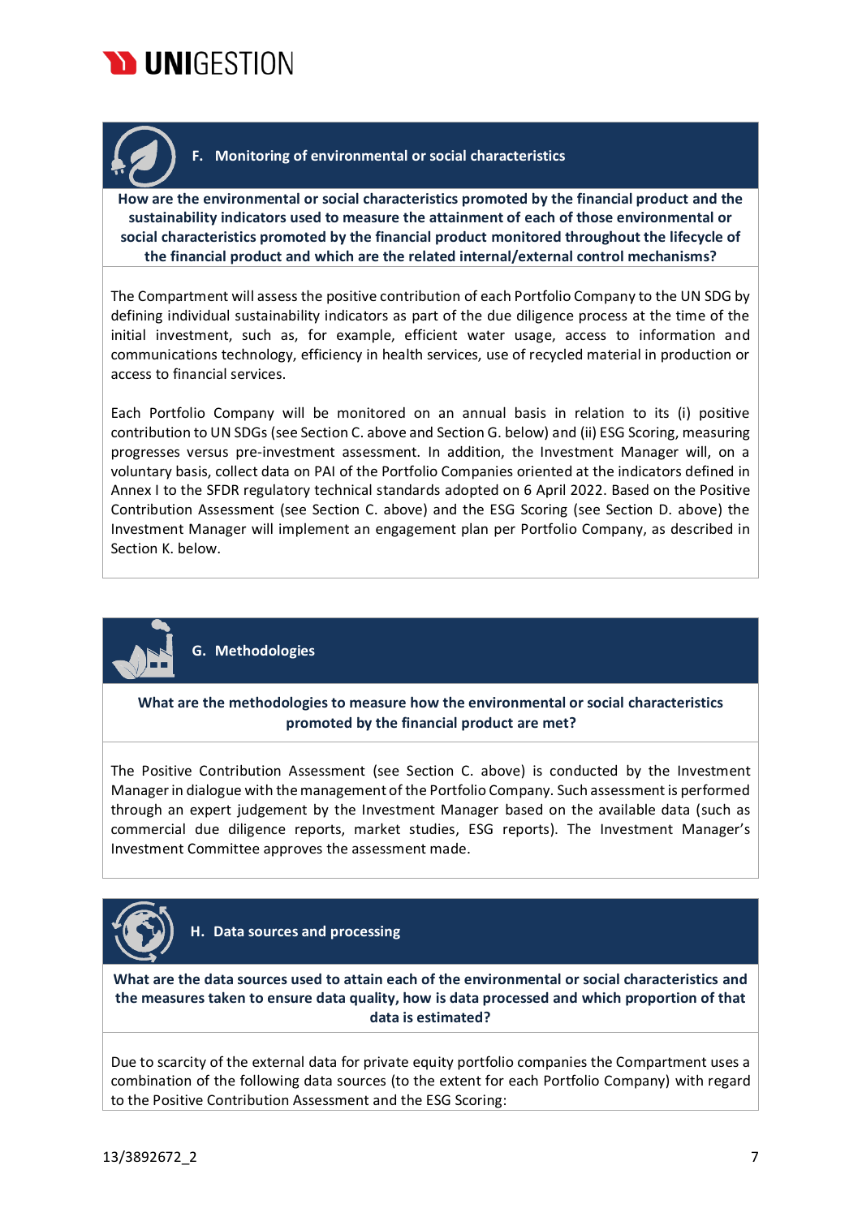## F. Monitoring of environmental or social characteristics

**How are the environmental or social characteristics promoted by the financial product and the sustainability indicators used to measure the attainment of each of those environmental or social characteristics promoted by the financial product monitored throughout the lifecycle of the financial product and which are the related internal/external control mechanisms?**

The Compartment will assess the positive contribution of each Portfolio Company to the UN SDG by defining individual sustainability indicators as part of the due diligence process at the time of the initial investment, such as, for example, efficient water usage, access to information and communications technology, efficiency in health services, use of recycled material in production or access to financial services.

Each Portfolio Company will be monitored on an annual basis in relation to its (i) positive contribution to UN SDGs (see Section C. above and Section G. below) and (ii) ESG Scoring, measuring progresses versus pre-investment assessment. In addition, the Investment Manager will, on a voluntary basis, collect data on PAI of the Portfolio Companies oriented at the indicators defined in Annex I to the SFDR regulatory technical standards adopted on 6 April 2022. Based on the Positive Contribution Assessment (see Section C. above) and the ESG Scoring (see Section D. above) the Investment Manager will implement an engagement plan per Portfolio Company, as described in Section K. below.

## G. Methodologies

**What are the methodologies to measure how the environmental or social characteristics promoted by the financial product are met?**

The Positive Contribution Assessment (see Section C. above) is conducted by the Investment Manager in dialogue with the management of the Portfolio Company. Such assessment is performed through an expert judgement by the Investment Manager based on the available data (such as commercial due diligence reports, market studies, ESG reports). The Investment Manager's Investment Committee approves the assessment made.

## H. Data sources and processing

**What are the data sources used to attain each of the environmental or social characteristics and the measures taken to ensure data quality, how is data processed and which proportion of that data is estimated?**

Due to scarcity of the external data for private equity portfolio companies the Compartment uses a combination of the following data sources (to the extent for each Portfolio Company) with regard to the Positive Contribution Assessment and the ESG Scoring: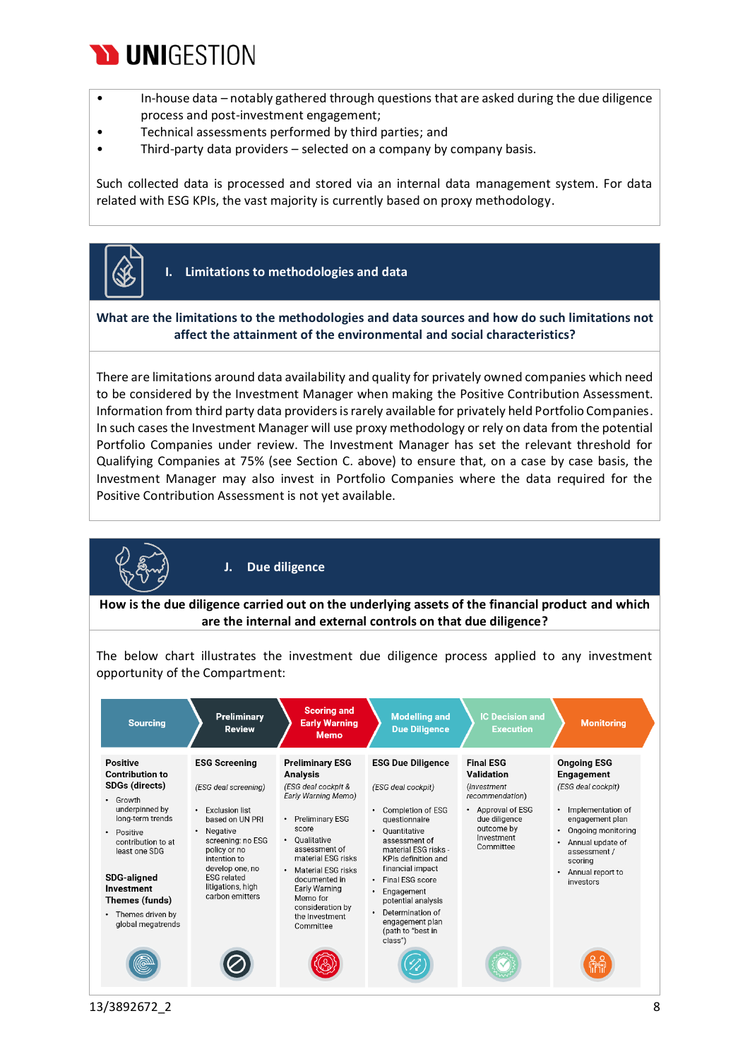- In-house data – notably gathered through questions that are asked during the due diligence process and post-investment engagement;
- Technical assessments performed by third parties; and
- Third-party data providers – selected on a company by company basis.

Such collected data is processed and stored via an internal data management system. For data related with ESG KPIs, the vast majority is currently based on proxy methodology.

## I. Limitations to methodologies and data

**What are the limitations to the methodologies and data sources and how do such limitations not affect the attainment of the environmental and social characteristics?**

There are limitations around data availability and quality for privately owned companies which need to be considered by the Investment Manager when making the Positive Contribution Assessment. Information from third party data providers is rarely available for privately held Portfolio Companies. In such cases the Investment Manager will use proxy methodology or rely on data from the potential Portfolio Companies under review. The Investment Manager has set the relevant threshold for Qualifying Companies at 75% (see Section C. above) to ensure that, on a case by case basis, the Investment Manager may also invest in Portfolio Companies where the data required for the Positive Contribution Assessment is not yet available.

## J. Due diligence

**How is the due diligence carried out on the underlying assets of the financial product and which are the internal and external controls on that due diligence?**

The below chart illustrates the investment due diligence process applied to any investment opportunity of the Compartment:

| Sourcing | Preliminary Review | Scoring and Early Warning Memo | Modelling and Due Diligence | IC Decision and Execution | Monitoring |
|---|---|---|---|---|---|
| **Positive Contribution to SDGs (directs)**<br>• Growth underpinned by long-term trends<br>• Positive contribution to at least one SDG<br><br>**SDG-aligned Investment Themes (funds)**<br>• Themes driven by global megatrends | **ESG Screening**<br><br>*(ESG deal screening)*<br><br>• Exclusion list based on UN PRI<br>• Negative screening: no ESG policy or no intention to develop one, no ESG related litigations, high carbon emitters | **Preliminary ESG Analysis**<br>*(ESG deal cockpit & Early Warning Memo)*<br><br>• Preliminary ESG score<br>• Qualitative assessment of material ESG risks<br>• Material ESG risks documented in Early Warning Memo for consideration by the Investment Committee | **ESG Due Diligence**<br><br>*(ESG deal cockpit)*<br><br>• Completion of ESG questionnaire<br>• Quantitative assessment of material ESG risks - KPIs definition and financial impact<br>• Final ESG score<br>• Engagement potential analysis<br>• Determination of engagement plan (path to "best in class") | **Final ESG Validation**<br>*(Investment recommendation)*<br><br>• Approval of ESG due diligence outcome by Investment Committee | **Ongoing ESG Engagement**<br>*(ESG deal cockpit)*<br><br>• Implementation of engagement plan<br>• Ongoing monitoring<br>• Annual update of assessment / scoring<br>• Annual report to investors |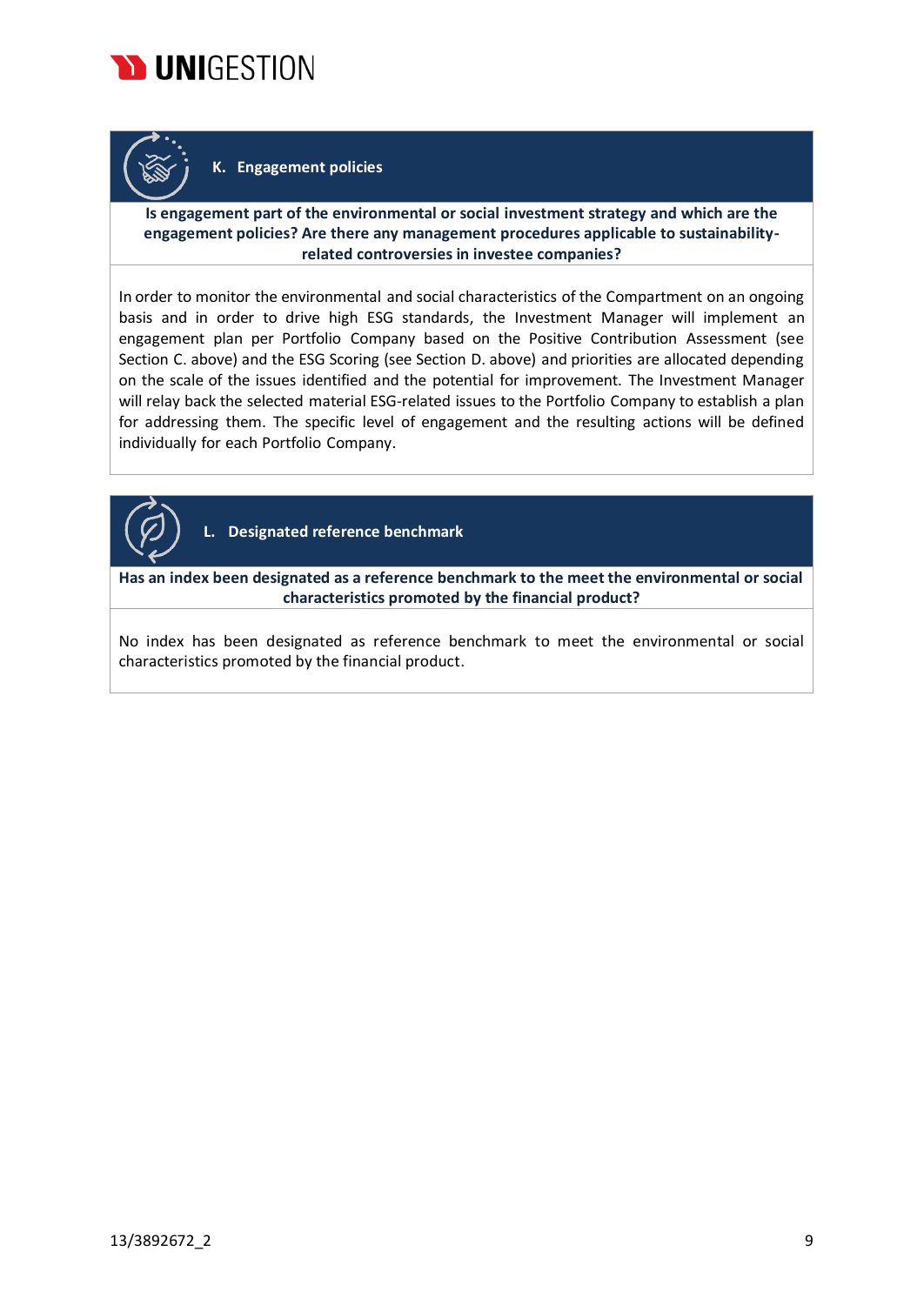## K. Engagement policies

**Is engagement part of the environmental or social investment strategy and which are the engagement policies? Are there any management procedures applicable to sustainability-related controversies in investee companies?**

In order to monitor the environmental and social characteristics of the Compartment on an ongoing basis and in order to drive high ESG standards, the Investment Manager will implement an engagement plan per Portfolio Company based on the Positive Contribution Assessment (see Section C. above) and the ESG Scoring (see Section D. above) and priorities are allocated depending on the scale of the issues identified and the potential for improvement. The Investment Manager will relay back the selected material ESG-related issues to the Portfolio Company to establish a plan for addressing them. The specific level of engagement and the resulting actions will be defined individually for each Portfolio Company.

## L. Designated reference benchmark

**Has an index been designated as a reference benchmark to the meet the environmental or social characteristics promoted by the financial product?**

No index has been designated as reference benchmark to meet the environmental or social characteristics promoted by the financial product.

13/3892672_2